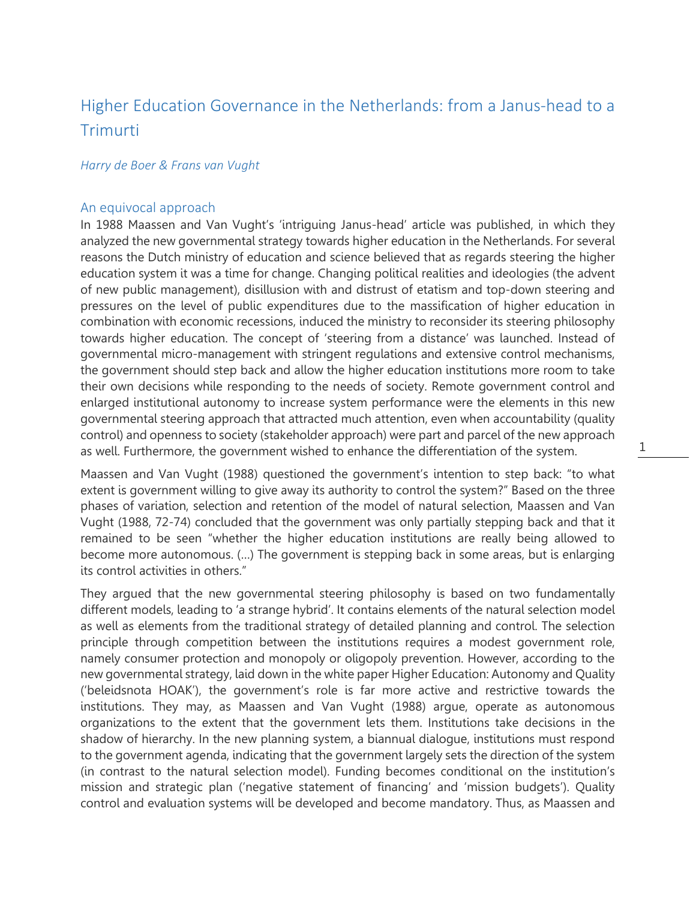# Higher Education Governance in the Netherlands: from a Janus-head to a Trimurti

*Harry de Boer & Frans van Vught*

## An equivocal approach

In 1988 Maassen and Van Vught's 'intriguing Janus-head' article was published, in which they analyzed the new governmental strategy towards higher education in the Netherlands. For several reasons the Dutch ministry of education and science believed that as regards steering the higher education system it was a time for change. Changing political realities and ideologies (the advent of new public management), disillusion with and distrust of etatism and top-down steering and pressures on the level of public expenditures due to the massification of higher education in combination with economic recessions, induced the ministry to reconsider its steering philosophy towards higher education. The concept of 'steering from a distance' was launched. Instead of governmental micro-management with stringent regulations and extensive control mechanisms, the government should step back and allow the higher education institutions more room to take their own decisions while responding to the needs of society. Remote government control and enlarged institutional autonomy to increase system performance were the elements in this new governmental steering approach that attracted much attention, even when accountability (quality control) and openness to society (stakeholder approach) were part and parcel of the new approach as well. Furthermore, the government wished to enhance the differentiation of the system.

Maassen and Van Vught (1988) questioned the government's intention to step back: "to what extent is government willing to give away its authority to control the system?" Based on the three phases of variation, selection and retention of the model of natural selection, Maassen and Van Vught (1988, 72-74) concluded that the government was only partially stepping back and that it remained to be seen "whether the higher education institutions are really being allowed to become more autonomous. (…) The government is stepping back in some areas, but is enlarging its control activities in others."

They argued that the new governmental steering philosophy is based on two fundamentally different models, leading to 'a strange hybrid'. It contains elements of the natural selection model as well as elements from the traditional strategy of detailed planning and control. The selection principle through competition between the institutions requires a modest government role, namely consumer protection and monopoly or oligopoly prevention. However, according to the new governmental strategy, laid down in the white paper Higher Education: Autonomy and Quality ('beleidsnota HOAK'), the government's role is far more active and restrictive towards the institutions. They may, as Maassen and Van Vught (1988) argue, operate as autonomous organizations to the extent that the government lets them. Institutions take decisions in the shadow of hierarchy. In the new planning system, a biannual dialogue, institutions must respond to the government agenda, indicating that the government largely sets the direction of the system (in contrast to the natural selection model). Funding becomes conditional on the institution's mission and strategic plan ('negative statement of financing' and 'mission budgets'). Quality control and evaluation systems will be developed and become mandatory. Thus, as Maassen and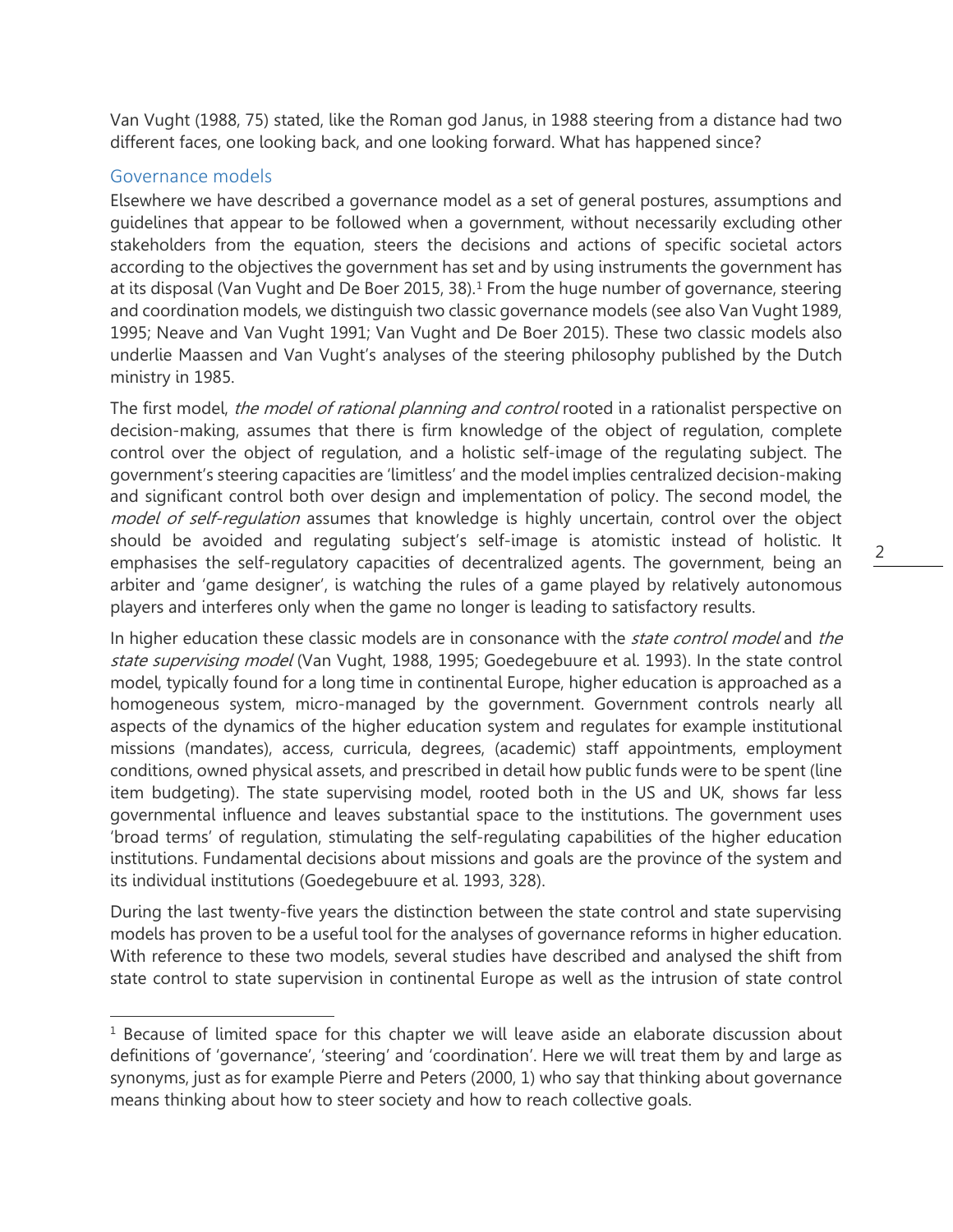Van Vught (1988, 75) stated, like the Roman god Janus, in 1988 steering from a distance had two different faces, one looking back, and one looking forward. What has happened since?

## Governance models

Elsewhere we have described a governance model as a set of general postures, assumptions and guidelines that appear to be followed when a government, without necessarily excluding other stakeholders from the equation, steers the decisions and actions of specific societal actors according to the objectives the government has set and by using instruments the government has at its disposal (Van Vught and De Boer 2015, 38).[1] From the huge number of governance, steering and coordination models, we distinguish two classic governance models (see also Van Vught 1989, 1995; Neave and Van Vught 1991; Van Vught and De Boer 2015). These two classic models also underlie Maassen and Van Vught's analyses of the steering philosophy published by the Dutch ministry in 1985.

The first model, *the model of rational planning and control* rooted in a rationalist perspective on decision-making, assumes that there is firm knowledge of the object of regulation, complete control over the object of regulation, and a holistic self-image of the regulating subject. The government's steering capacities are 'limitless' and the model implies centralized decision-making and significant control both over design and implementation of policy. The second model, the *model of self-regulation* assumes that knowledge is highly uncertain, control over the object should be avoided and regulating subject's self-image is atomistic instead of holistic. It emphasises the self-regulatory capacities of decentralized agents. The government, being an arbiter and 'game designer', is watching the rules of a game played by relatively autonomous players and interferes only when the game no longer is leading to satisfactory results.

In higher education these classic models are in consonance with the *state control model* and *the state supervising model* (Van Vught, 1988, 1995; Goedegebuure et al. 1993). In the state control model, typically found for a long time in continental Europe, higher education is approached as a homogeneous system, micro-managed by the government. Government controls nearly all aspects of the dynamics of the higher education system and regulates for example institutional missions (mandates), access, curricula, degrees, (academic) staff appointments, employment conditions, owned physical assets, and prescribed in detail how public funds were to be spent (line item budgeting). The state supervising model, rooted both in the US and UK, shows far less governmental influence and leaves substantial space to the institutions. The government uses 'broad terms' of regulation, stimulating the self-regulating capabilities of the higher education institutions. Fundamental decisions about missions and goals are the province of the system and its individual institutions (Goedegebuure et al. 1993, 328).

During the last twenty-five years the distinction between the state control and state supervising models has proven to be a useful tool for the analyses of governance reforms in higher education. With reference to these two models, several studies have described and analysed the shift from state control to state supervision in continental Europe as well as the intrusion of state control

---

[1] Because of limited space for this chapter we will leave aside an elaborate discussion about definitions of 'governance', 'steering' and 'coordination'. Here we will treat them by and large as synonyms, just as for example Pierre and Peters (2000, 1) who say that thinking about governance means thinking about how to steer society and how to reach collective goals.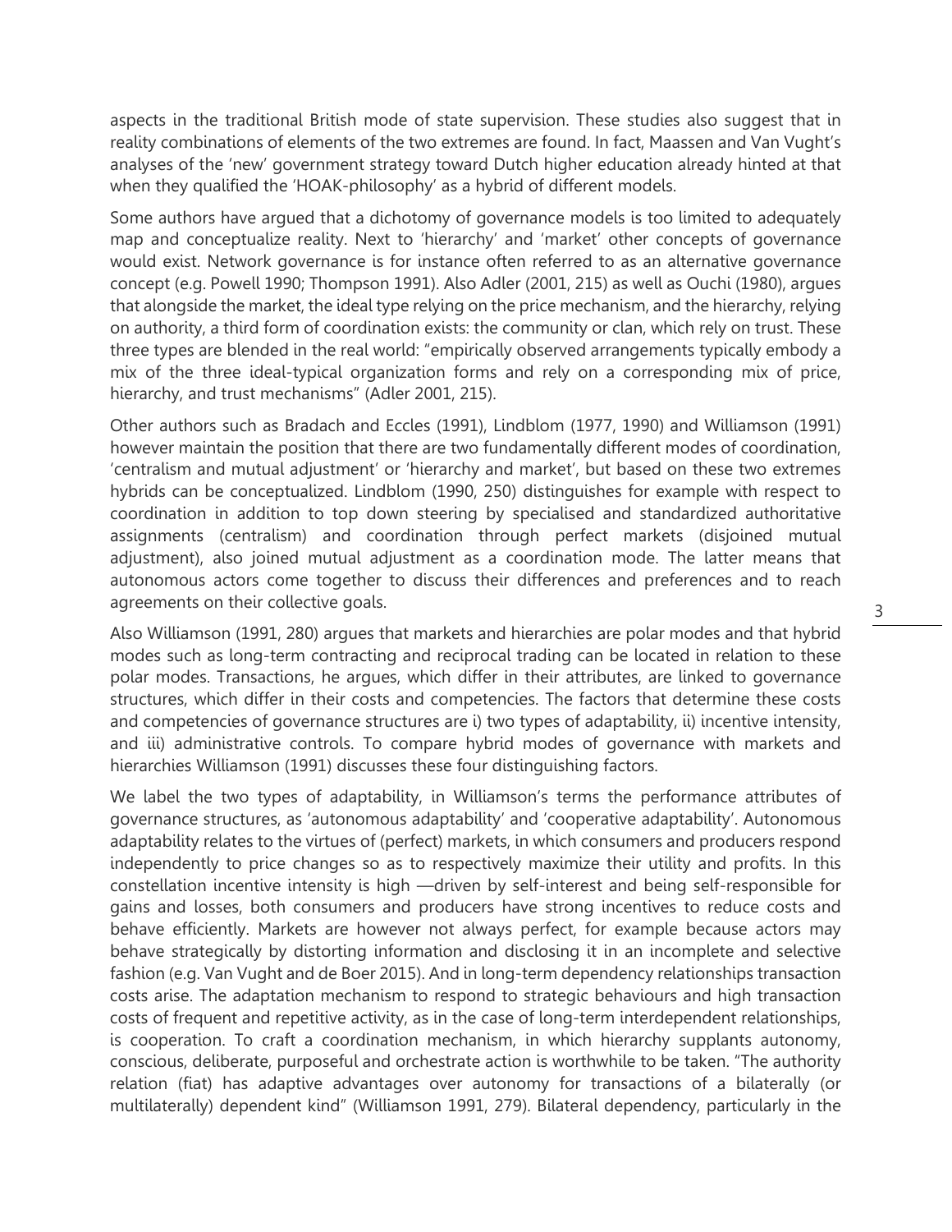aspects in the traditional British mode of state supervision. These studies also suggest that in reality combinations of elements of the two extremes are found. In fact, Maassen and Van Vught's analyses of the 'new' government strategy toward Dutch higher education already hinted at that when they qualified the 'HOAK-philosophy' as a hybrid of different models.

Some authors have argued that a dichotomy of governance models is too limited to adequately map and conceptualize reality. Next to 'hierarchy' and 'market' other concepts of governance would exist. Network governance is for instance often referred to as an alternative governance concept (e.g. Powell 1990; Thompson 1991). Also Adler (2001, 215) as well as Ouchi (1980), argues that alongside the market, the ideal type relying on the price mechanism, and the hierarchy, relying on authority, a third form of coordination exists: the community or clan, which rely on trust. These three types are blended in the real world: "empirically observed arrangements typically embody a mix of the three ideal-typical organization forms and rely on a corresponding mix of price, hierarchy, and trust mechanisms" (Adler 2001, 215).

Other authors such as Bradach and Eccles (1991), Lindblom (1977, 1990) and Williamson (1991) however maintain the position that there are two fundamentally different modes of coordination, 'centralism and mutual adjustment' or 'hierarchy and market', but based on these two extremes hybrids can be conceptualized. Lindblom (1990, 250) distinguishes for example with respect to coordination in addition to top down steering by specialised and standardized authoritative assignments (centralism) and coordination through perfect markets (disjoined mutual adjustment), also joined mutual adjustment as a coordination mode. The latter means that autonomous actors come together to discuss their differences and preferences and to reach agreements on their collective goals.

Also Williamson (1991, 280) argues that markets and hierarchies are polar modes and that hybrid modes such as long-term contracting and reciprocal trading can be located in relation to these polar modes. Transactions, he argues, which differ in their attributes, are linked to governance structures, which differ in their costs and competencies. The factors that determine these costs and competencies of governance structures are i) two types of adaptability, ii) incentive intensity, and iii) administrative controls. To compare hybrid modes of governance with markets and hierarchies Williamson (1991) discusses these four distinguishing factors.

We label the two types of adaptability, in Williamson's terms the performance attributes of governance structures, as 'autonomous adaptability' and 'cooperative adaptability'. Autonomous adaptability relates to the virtues of (perfect) markets, in which consumers and producers respond independently to price changes so as to respectively maximize their utility and profits. In this constellation incentive intensity is high —driven by self-interest and being self-responsible for gains and losses, both consumers and producers have strong incentives to reduce costs and behave efficiently. Markets are however not always perfect, for example because actors may behave strategically by distorting information and disclosing it in an incomplete and selective fashion (e.g. Van Vught and de Boer 2015). And in long-term dependency relationships transaction costs arise. The adaptation mechanism to respond to strategic behaviours and high transaction costs of frequent and repetitive activity, as in the case of long-term interdependent relationships, is cooperation. To craft a coordination mechanism, in which hierarchy supplants autonomy, conscious, deliberate, purposeful and orchestrate action is worthwhile to be taken. "The authority relation (fiat) has adaptive advantages over autonomy for transactions of a bilaterally (or multilaterally) dependent kind" (Williamson 1991, 279). Bilateral dependency, particularly in the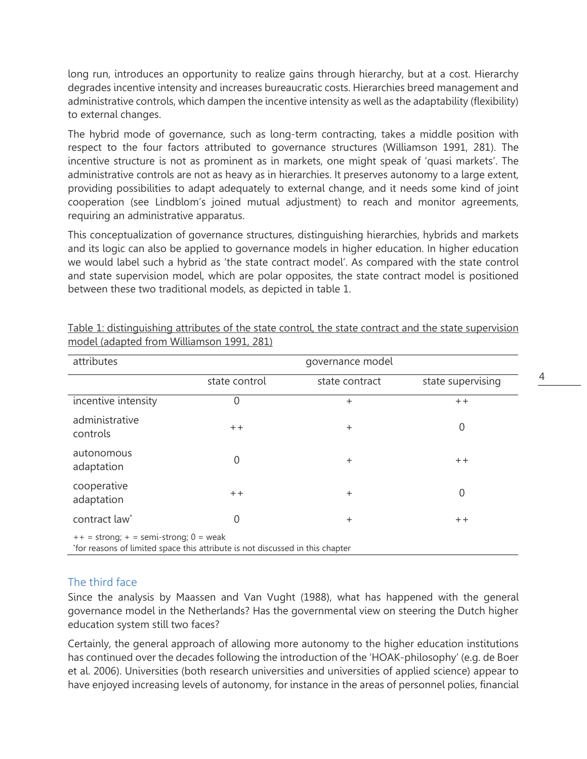long run, introduces an opportunity to realize gains through hierarchy, but at a cost. Hierarchy degrades incentive intensity and increases bureaucratic costs. Hierarchies breed management and administrative controls, which dampen the incentive intensity as well as the adaptability (flexibility) to external changes.

The hybrid mode of governance, such as long-term contracting, takes a middle position with respect to the four factors attributed to governance structures (Williamson 1991, 281). The incentive structure is not as prominent as in markets, one might speak of 'quasi markets'. The administrative controls are not as heavy as in hierarchies. It preserves autonomy to a large extent, providing possibilities to adapt adequately to external change, and it needs some kind of joint cooperation (see Lindblom's joined mutual adjustment) to reach and monitor agreements, requiring an administrative apparatus.

This conceptualization of governance structures, distinguishing hierarchies, hybrids and markets and its logic can also be applied to governance models in higher education. In higher education we would label such a hybrid as 'the state contract model'. As compared with the state control and state supervision model, which are polar opposites, the state contract model is positioned between these two traditional models, as depicted in table 1.

Table 1: distinguishing attributes of the state control, the state contract and the state supervision model (adapted from Williamson 1991, 281)

| attributes | governance model | | |
|---|---|---|---|
| | state control | state contract | state supervising |
| incentive intensity | 0 | + | ++ |
| administrative controls | ++ | + | 0 |
| autonomous adaptation | 0 | + | ++ |
| cooperative adaptation | ++ | + | 0 |
| contract law* | 0 | + | ++ |

++ = strong; + = semi-strong; 0 = weak
*for reasons of limited space this attribute is not discussed in this chapter

## The third face

Since the analysis by Maassen and Van Vught (1988), what has happened with the general governance model in the Netherlands? Has the governmental view on steering the Dutch higher education system still two faces?

Certainly, the general approach of allowing more autonomy to the higher education institutions has continued over the decades following the introduction of the 'HOAK-philosophy' (e.g. de Boer et al. 2006). Universities (both research universities and universities of applied science) appear to have enjoyed increasing levels of autonomy, for instance in the areas of personnel polies, financial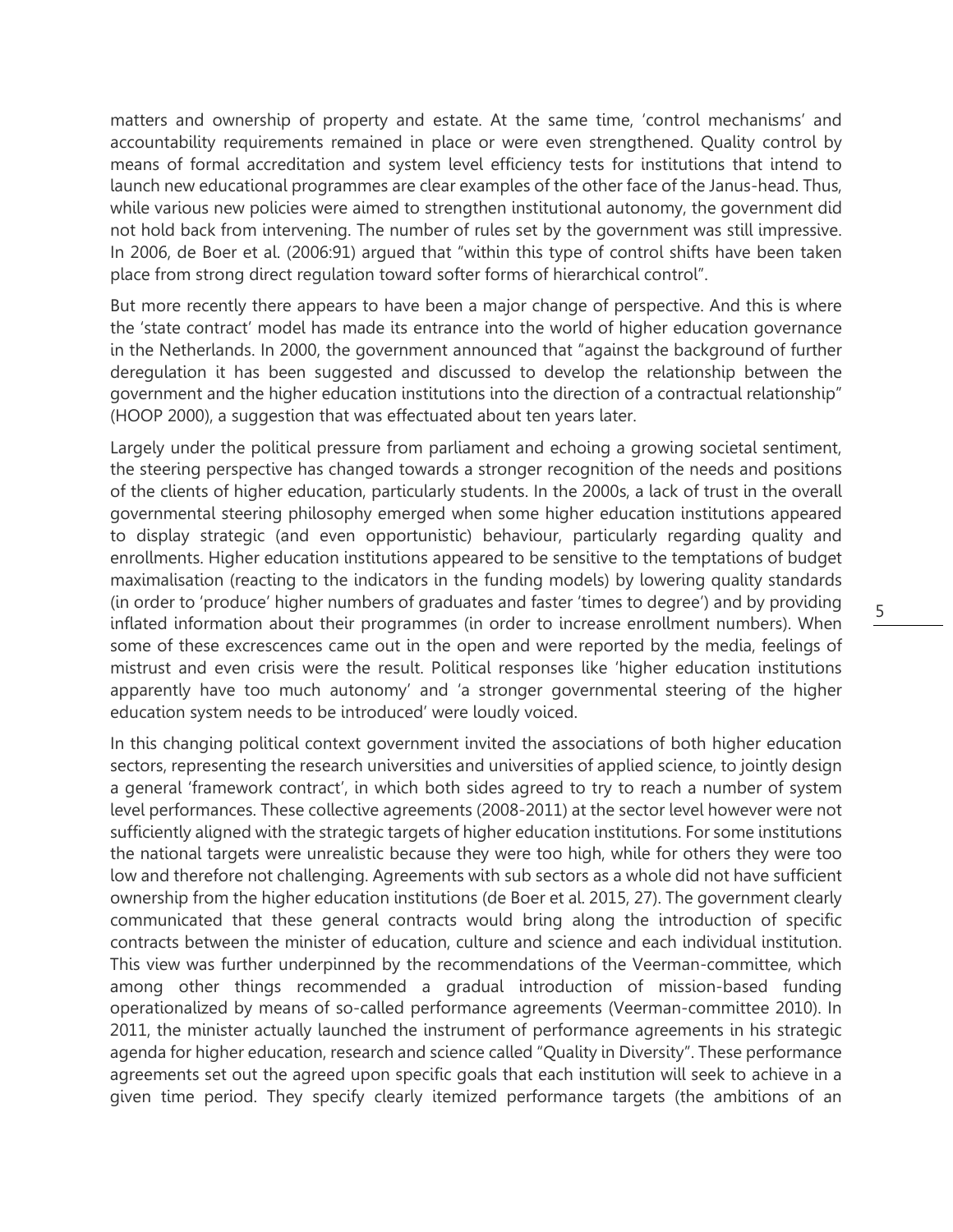matters and ownership of property and estate. At the same time, 'control mechanisms' and accountability requirements remained in place or were even strengthened. Quality control by means of formal accreditation and system level efficiency tests for institutions that intend to launch new educational programmes are clear examples of the other face of the Janus-head. Thus, while various new policies were aimed to strengthen institutional autonomy, the government did not hold back from intervening. The number of rules set by the government was still impressive. In 2006, de Boer et al. (2006:91) argued that "within this type of control shifts have been taken place from strong direct regulation toward softer forms of hierarchical control".

But more recently there appears to have been a major change of perspective. And this is where the 'state contract' model has made its entrance into the world of higher education governance in the Netherlands. In 2000, the government announced that "against the background of further deregulation it has been suggested and discussed to develop the relationship between the government and the higher education institutions into the direction of a contractual relationship" (HOOP 2000), a suggestion that was effectuated about ten years later.

Largely under the political pressure from parliament and echoing a growing societal sentiment, the steering perspective has changed towards a stronger recognition of the needs and positions of the clients of higher education, particularly students. In the 2000s, a lack of trust in the overall governmental steering philosophy emerged when some higher education institutions appeared to display strategic (and even opportunistic) behaviour, particularly regarding quality and enrollments. Higher education institutions appeared to be sensitive to the temptations of budget maximalisation (reacting to the indicators in the funding models) by lowering quality standards (in order to 'produce' higher numbers of graduates and faster 'times to degree') and by providing inflated information about their programmes (in order to increase enrollment numbers). When some of these excrescences came out in the open and were reported by the media, feelings of mistrust and even crisis were the result. Political responses like 'higher education institutions apparently have too much autonomy' and 'a stronger governmental steering of the higher education system needs to be introduced' were loudly voiced.

In this changing political context government invited the associations of both higher education sectors, representing the research universities and universities of applied science, to jointly design a general 'framework contract', in which both sides agreed to try to reach a number of system level performances. These collective agreements (2008-2011) at the sector level however were not sufficiently aligned with the strategic targets of higher education institutions. For some institutions the national targets were unrealistic because they were too high, while for others they were too low and therefore not challenging. Agreements with sub sectors as a whole did not have sufficient ownership from the higher education institutions (de Boer et al. 2015, 27). The government clearly communicated that these general contracts would bring along the introduction of specific contracts between the minister of education, culture and science and each individual institution. This view was further underpinned by the recommendations of the Veerman-committee, which among other things recommended a gradual introduction of mission-based funding operationalized by means of so-called performance agreements (Veerman-committee 2010). In 2011, the minister actually launched the instrument of performance agreements in his strategic agenda for higher education, research and science called "Quality in Diversity". These performance agreements set out the agreed upon specific goals that each institution will seek to achieve in a given time period. They specify clearly itemized performance targets (the ambitions of an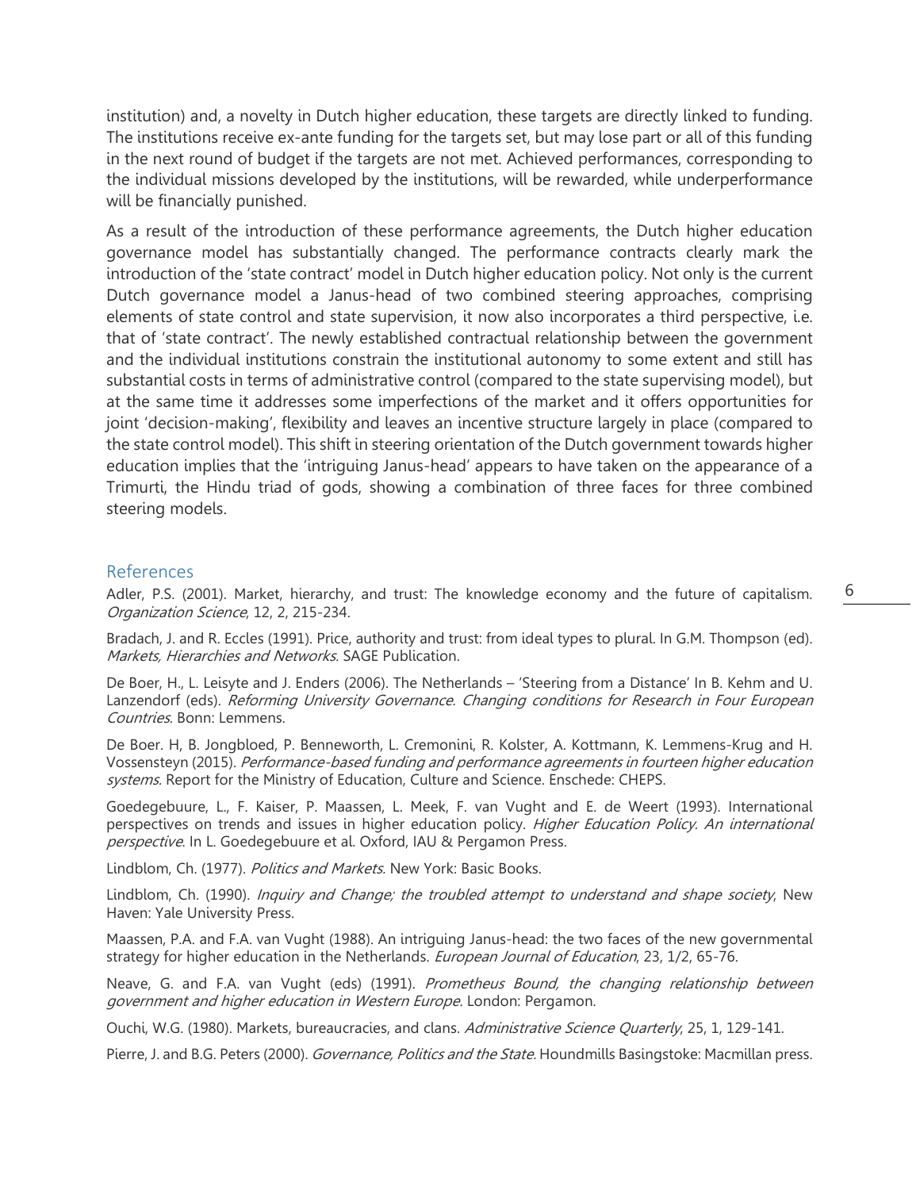institution) and, a novelty in Dutch higher education, these targets are directly linked to funding. The institutions receive ex-ante funding for the targets set, but may lose part or all of this funding in the next round of budget if the targets are not met. Achieved performances, corresponding to the individual missions developed by the institutions, will be rewarded, while underperformance will be financially punished.

As a result of the introduction of these performance agreements, the Dutch higher education governance model has substantially changed. The performance contracts clearly mark the introduction of the 'state contract' model in Dutch higher education policy. Not only is the current Dutch governance model a Janus-head of two combined steering approaches, comprising elements of state control and state supervision, it now also incorporates a third perspective, i.e. that of 'state contract'. The newly established contractual relationship between the government and the individual institutions constrain the institutional autonomy to some extent and still has substantial costs in terms of administrative control (compared to the state supervising model), but at the same time it addresses some imperfections of the market and it offers opportunities for joint 'decision-making', flexibility and leaves an incentive structure largely in place (compared to the state control model). This shift in steering orientation of the Dutch government towards higher education implies that the 'intriguing Janus-head' appears to have taken on the appearance of a Trimurti, the Hindu triad of gods, showing a combination of three faces for three combined steering models.

## References

Adler, P.S. (2001). Market, hierarchy, and trust: The knowledge economy and the future of capitalism. *Organization Science*, 12, 2, 215-234.

Bradach, J. and R. Eccles (1991). Price, authority and trust: from ideal types to plural. In G.M. Thompson (ed). *Markets, Hierarchies and Networks.* SAGE Publication.

De Boer, H., L. Leisyte and J. Enders (2006). The Netherlands – 'Steering from a Distance' In B. Kehm and U. Lanzendorf (eds). *Reforming University Governance. Changing conditions for Research in Four European Countries*. Bonn: Lemmens.

De Boer. H, B. Jongbloed, P. Benneworth, L. Cremonini, R. Kolster, A. Kottmann, K. Lemmens-Krug and H. Vossensteyn (2015). *Performance-based funding and performance agreements in fourteen higher education systems*. Report for the Ministry of Education, Culture and Science. Enschede: CHEPS.

Goedegebuure, L., F. Kaiser, P. Maassen, L. Meek, F. van Vught and E. de Weert (1993). International perspectives on trends and issues in higher education policy. *Higher Education Policy. An international perspective*. In L. Goedegebuure et al. Oxford, IAU & Pergamon Press.

Lindblom, Ch. (1977). *Politics and Markets.* New York: Basic Books.

Lindblom, Ch. (1990). *Inquiry and Change; the troubled attempt to understand and shape society*, New Haven: Yale University Press.

Maassen, P.A. and F.A. van Vught (1988). An intriguing Janus-head: the two faces of the new governmental strategy for higher education in the Netherlands. *European Journal of Education*, 23, 1/2, 65-76.

Neave, G. and F.A. van Vught (eds) (1991). *Prometheus Bound, the changing relationship between government and higher education in Western Europe.* London: Pergamon.

Ouchi, W.G. (1980). Markets, bureaucracies, and clans. *Administrative Science Quarterly*, 25, 1, 129-141.

Pierre, J. and B.G. Peters (2000). *Governance, Politics and the State.* Houndmills Basingstoke: Macmillan press.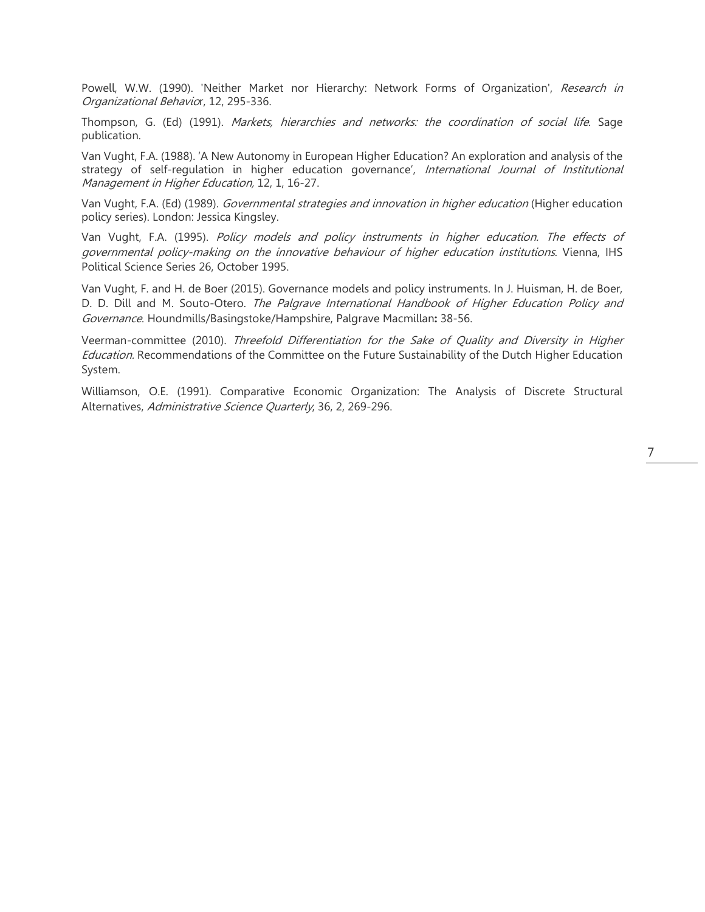Powell, W.W. (1990). 'Neither Market nor Hierarchy: Network Forms of Organization', *Research in Organizational Behavior*, 12, 295-336.

Thompson, G. (Ed) (1991). *Markets, hierarchies and networks: the coordination of social life*. Sage publication.

Van Vught, F.A. (1988). 'A New Autonomy in European Higher Education? An exploration and analysis of the strategy of self-regulation in higher education governance', *International Journal of Institutional Management in Higher Education,* 12, 1, 16-27.

Van Vught, F.A. (Ed) (1989). *Governmental strategies and innovation in higher education* (Higher education policy series). London: Jessica Kingsley.

Van Vught, F.A. (1995). *Policy models and policy instruments in higher education. The effects of governmental policy-making on the innovative behaviour of higher education institutions*. Vienna, IHS Political Science Series 26, October 1995.

Van Vught, F. and H. de Boer (2015). Governance models and policy instruments. In J. Huisman, H. de Boer, D. D. Dill and M. Souto-Otero. *The Palgrave International Handbook of Higher Education Policy and Governance*. Houndmills/Basingstoke/Hampshire, Palgrave Macmillan**:** 38-56.

Veerman-committee (2010). *Threefold Differentiation for the Sake of Quality and Diversity in Higher Education.* Recommendations of the Committee on the Future Sustainability of the Dutch Higher Education System.

Williamson, O.E. (1991). Comparative Economic Organization: The Analysis of Discrete Structural Alternatives, *Administrative Science Quarterly*, 36, 2, 269-296.